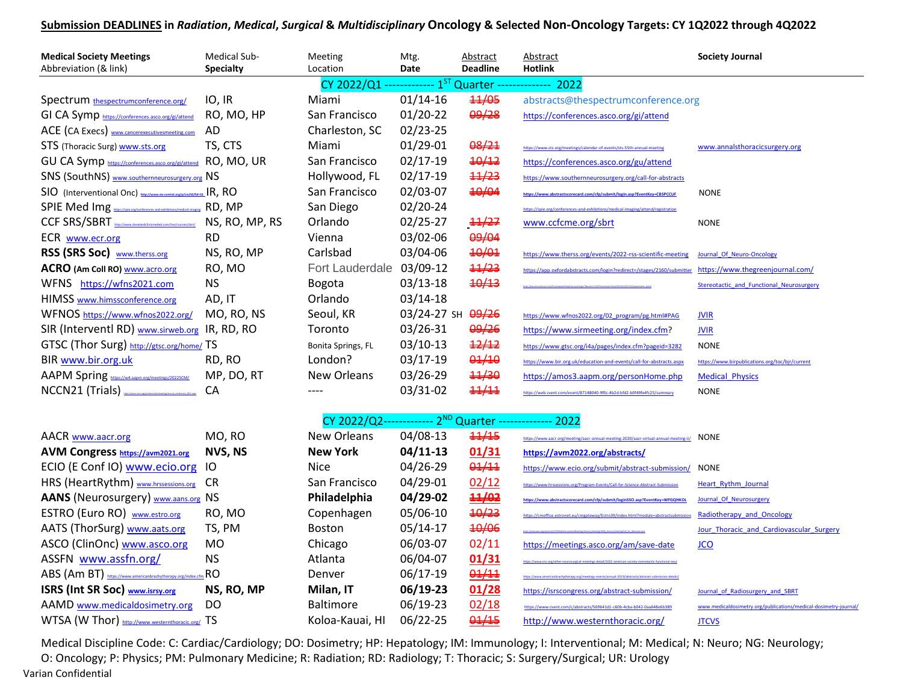**Submission DEADLINES** in *Radiation*, *Medical*, *Surgical* & *Multidisciplinary* **Oncology** & Selected **Non-Oncology Targets: CY 1Q2022 through 4Q2022**

| **Medical Society Meetings** Abbreviation (& link) | Medical Sub-**Specialty** | Meeting Location | Mtg. **Date** | Abstract **Deadline** | Abstract **Hotlink** | **Society Journal** |
|---|---|---|---|---|---|---|
| | | CY 2022/Q1 ------------- 1ST Quarter ------------- 2022 | | | | |
| Spectrum thespectrumconference.org/ | IO, IR | Miami | 01/14-16 | ~~11/05~~ | abstracts@thespectrumconference.org | |
| GI CA Symp https://conferences.asco.org/gi/attend | RO, MO, HP | San Francisco | 01/20-22 | ~~09/28~~ | https://conferences.asco.org/gi/attend | |
| ACE (CA Execs) www.cancerexecutivesmeeting.com | AD | Charleston, SC | 02/23-25 | | | |
| STS (Thoracic Surg) www.sts.org | TS, CTS | Miami | 01/29-01 | ~~08/21~~ | https://www.sts.org/meetings/calendar-of-events/sts-55th-annual-meeting | www.annalsthoracicsurgery.org |
| GU CA Symp https://conferences.asco.org/gu/attend | RO, MO, UR | San Francisco | 02/17-19 | ~~10/12~~ | https://conferences.asco.org/gu/attend | |
| SNS (SouthNS) www.southernneurosurgery.org | NS | Hollywood, FL | 02/17-19 | ~~11/23~~ | https://www.southernneurosurgery.org/call-for-abstracts | |
| SIO (Interventional Onc) | IR, RO | San Francisco | 02/03-07 | ~~10/04~~ | https://www.abstractscorecard.com/cfp/submit/login.asp?EventKey=CBSPCCUF | NONE |
| SPIE Med Img | RD, MP | San Diego | 02/20-24 | | https://spie.org/conferences-and-exhibitions/medical-imaging/attend/registration | |
| CCF SRS/SBRT | NS, RO, MP, RS | Orlando | 02/25-27 | ~~11/27~~ | www.ccfcme.org/sbrt | NONE |
| ECR www.ecr.org | RD | Vienna | 03/02-06 | ~~09/04~~ | | |
| **RSS (SRS Soc)** www.therss.org | NS, RO, MP | Carlsbad | 03/04-06 | ~~10/01~~ | https://www.therss.org/events/2022-rss-scientific-meeting | Journal_Of_Neuro-Oncology |
| **ACRO (Am Coll RO)** www.acro.org | RO, MO | Fort Lauderdale | 03/09-12 | ~~11/23~~ | https://app.oxfordabstracts.com/login?redirect=/stages/2160/submitter | https://www.thegreenjournal.com/ |
| WFNS https://wfns2021.com | NS | Bogota | 03/13-18 | ~~10/13~~ | | Stereotactic_and_Functional_Neurosurgery |
| HIMSS www.himssconference.org | AD, IT | Orlando | 03/14-18 | | | |
| WFNOS https://www.wfnos2022.org/ | MO, RO, NS | Seoul, KR | 03/24-27 SH | ~~09/26~~ | https://www.wfnos2022.org/02_program/pg.html#PAG | JVIR |
| SIR (Interventl RD) www.sirweb.org | IR, RD, RO | Toronto | 03/26-31 | ~~09/26~~ | https://www.sirmeeting.org/index.cfm? | JVIR |
| GTSC (Thor Surg) http://gtsc.org/home/ | TS | Bonita Springs, FL | 03/10-13 | ~~12/12~~ | https://www.gtsc.org/i4a/pages/index.cfm?pageid=3282 | NONE |
| BIR www.bir.org.uk | RD, RO | London? | 03/17-19 | ~~01/10~~ | https://www.bir.org.uk/education-and-events/call-for-abstracts.aspx | https://www.birpublications.org/toc/bjr/current |
| AAPM Spring https://w4.aapm.org/meetings/2022SCM/ | MP, DO, RT | New Orleans | 03/26-29 | ~~11/30~~ | https://amos3.aapm.org/personHome.php | Medical_Physics |
| NCCN21 (Trials) | CA | ---- | 03/31-02 | ~~11/11~~ | https://web.cvent.com/event/87148040-9f0c-4b2d-bfd2-b0f49fe4fc25/summary | NONE |
| | | CY 2022/Q2------------- 2ND Quarter ------------- 2022 | | | | |
| AACR www.aacr.org | MO, RO | New Orleans | 04/08-13 | ~~11/15~~ | https://www.aacr.org/meeting/aacr-annual-meeting-2020/aacr-virtual-annual-meeting-ii/ | NONE |
| **AVM Congress https://avm2021.org** | **NVS, NS** | **New York** | **04/11-13** | **01/31** | **https://avm2022.org/abstracts/** | |
| ECIO (E Conf IO) www.ecio.org | IO | Nice | 04/26-29 | ~~01/11~~ | https://www.ecio.org/submit/abstract-submission/ | NONE |
| HRS (HeartRythm) www.hrssessions.org | CR | San Francisco | 04/29-01 | 02/12 | https://www.hrssessions.org/Program-Events/Call-for-Science-Abstract-Submission | Heart_Rhythm_Journal |
| **AANS** (Neurosurgery) www.aans.org | NS | **Philadelphia** | **04/29-02** | ~~**11/02**~~ | **https://www.abstractscorecard.com/cfp/submit/loginSSO.asp?EventKey=WFGQHKOL** | Journal_Of_Neurosurgery |
| ESTRO (Euro RO) www.estro.org | RO, MO | Copenhagen | 05/06-10 | ~~10/23~~ | https://cmoffice.estronet.eu/cmgateway/Estro39/index.html?module=abstractsubmission | Radiotherapy_and_Oncology |
| AATS (ThorSurg) www.aats.org | TS, PM | Boston | 05/14-17 | ~~10/06~~ | | Jour_Thoracic_and_Cardiovascular_Surgery |
| ASCO (ClinOnc) www.asco.org | MO | Chicago | 06/03-07 | 02/11 | https://meetings.asco.org/am/save-date | JCO |
| ASSFN www.assfn.org/ | NS | Atlanta | 06/04-07 | **01/31** | https://www.cns.org/other-neurosurgical-meetings-detail/2022-american-society-stereotactic-functional-neur | |
| ABS (Am BT) https://www.americanbrachytherapy.org/index.cfm | RO | Denver | 06/17-19 | ~~01/11~~ | https://www.americanbrachytherapy.org/meetings-events/annual-2019/abstracts/abstract-submission-details/ | |
| **ISRS (Int SR Soc) www.isrsy.org** | **NS, RO, MP** | **Milan, IT** | **06/19-23** | **01/28** | https://isrscongress.org/abstract-submission/ | Journal_of_Radiosurgery_and_SBRT |
| AAMD www.medicaldosimetry.org | DO | Baltimore | 06/19-23 | 02/18 | https://www.cvent.com/c/abstracts/569641d1-c60b-4cba-b042-0aa648e6b389 | www.medicaldosimetry.org/publications/medical-dosimetry-journal/ |
| WTSA (W Thor) http://www.westernthoracic.org/ | TS | Koloa-Kauai, HI | 06/22-25 | ~~01/15~~ | http://www.westernthoracic.org/ | JTCVS |

Medical Discipline Code: C: Cardiac/Cardiology; DO: Dosimetry; HP: Hepatology; IM: Immunology; I: Interventional; M: Medical; N: Neuro; NG: Neurology; O: Oncology; P: Physics; PM: Pulmonary Medicine; R: Radiation; RD: Radiology; T: Thoracic; S: Surgery/Surgical; UR: Urology

Varian Confidential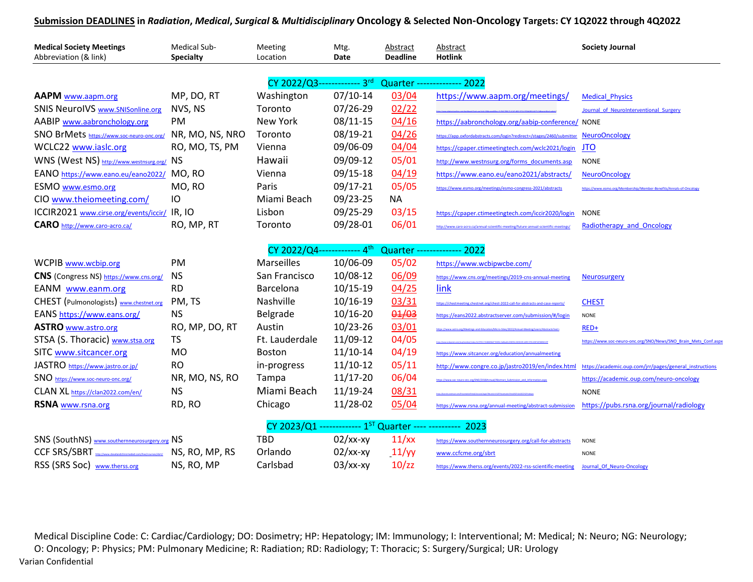## Submission DEADLINES in *Radiation*, *Medical*, *Surgical* & *Multidisciplinary* Oncology & Selected Non-Oncology Targets: CY 1Q2022 through 4Q2022

| Medical Society Meetings Abbreviation (& link) | Medical Sub-Specialty | Meeting Location | Mtg. Date | Abstract Deadline | Abstract Hotlink | Society Journal |
|---|---|---|---|---|---|---|
| | | | CY 2022/Q3------------ 3rd Quarter -------------- 2022 | | | |
| **AAPM** www.aapm.org | MP, DO, RT | Washington | 07/10-14 | 03/04 | https://www.aapm.org/meetings/ | Medical_Physics |
| SNIS NeuroIVS www.SNISonline.org | NVS, NS | Toronto | 07/26-29 | 02/22 | | Journal_of_NeuroInterventional_Surgery |
| AABIP www.aabronchology.org | PM | New York | 08/11-15 | 04/16 | https://aabronchology.org/aabip-conference/ | NONE |
| SNO BrMets https://www.soc-neuro-onc.org/ | NR, MO, NS, NRO | Toronto | 08/19-21 | 04/26 | https://app.oxfordabstracts.com/login?redirect=/stages/2460/submitter | NeuroOncology |
| WCLC22 www.iaslc.org | RO, MO, TS, PM | Vienna | 09/06-09 | 04/04 | https://cpaper.ctimeetingtech.com/wclc2021/login | JTO |
| WNS (West NS) http://www.westnsurg.org/ | NS | Hawaii | 09/09-12 | 05/01 | http://www.westnsurg.org/forms_documents.asp | NONE |
| EANO https://www.eano.eu/eano2022/ | MO, RO | Vienna | 09/15-18 | 04/19 | https://www.eano.eu/eano2021/abstracts/ | NeuroOncology |
| ESMO www.esmo.org | MO, RO | Paris | 09/17-21 | 05/05 | https://www.esmo.org/meetings/esmo-congress-2021/abstracts | https://www.esmo.org/Membership/Member-Benefits/Annals-of-Oncology |
| CIO www.theiomeeting.com/ | IO | Miami Beach | 09/23-25 | NA | | |
| ICCIR2021 www.cirse.org/events/iccir/ | IR, IO | Lisbon | 09/25-29 | 03/15 | https://cpaper.ctimeetingtech.com/iccir2020/login | NONE |
| **CARO** http://www.caro-acro.ca/ | RO, MP, RT | Toronto | 09/28-01 | 06/01 | http://www.caro-acro.ca/annual-scientific-meeting/future-annual-scientific-meetings/ | Radiotherapy_and_Oncology |
| | | | CY 2022/Q4------------ 4th Quarter -------------- 2022 | | | |
| WCPIB www.wcbip.org | PM | Marseilles | 10/06-09 | 05/02 | https://www.wcbipwcbe.com/ | |
| **CNS** (Congress NS) https://www.cns.org/ | NS | San Francisco | 10/08-12 | 06/09 | https://www.cns.org/meetings/2019-cns-annual-meeting | Neurosurgery |
| EANM www.eanm.org | RD | Barcelona | 10/15-19 | 04/25 | link | |
| CHEST (Pulmonologists) www.chestnet.org | PM, TS | Nashville | 10/16-19 | 03/31 | https://chestmeeting.chestnet.org/chest-2022-call-for-abstracts-and-case-reports/ | CHEST |
| EANS https://www.eans.org/ | NS | Belgrade | 10/16-20 | ~~01/03~~ | https://eans2022.abstractserver.com/submission/#/login | NONE |
| **ASTRO** www.astro.org | RO, MP, DO, RT | Austin | 10/23-26 | 03/01 | https://www.astro.org/Meetings-and-Education/Micro-Sites/2022/Annual-Meeting/Learn/Abstracts | RED+ |
| STSA (S. Thoracic) www.stsa.org | TS | Ft. Lauderdale | 11/09-12 | 04/05 | | https://www.soc-neuro-onc.org/SNO/News/SNO_Brain_Mets_Conf.aspx |
| SITC www.sitcancer.org | MO | Boston | 11/10-14 | 04/19 | https://www.sitcancer.org/education/annualmeeting | |
| JASTRO https://www.jastro.or.jp/ | RO | in-progress | 11/10-12 | 05/11 | http://www.congre.co.jp/jastro2019/en/index.html | https://academic.oup.com/jrr/pages/general_instructions |
| SNO https://www.soc-neuro-onc.org/ | NR, MO, NS, RO | Tampa | 11/17-20 | 06/04 | https://www.soc-neuro-onc.org/SNO/2018Annual/Abstract_Submission_and_Information.aspx | https://academic.oup.com/neuro-oncology |
| CLAN XL https://clan2022.com/en/ | NS | Miami Beach | 11/19-24 | 08/31 | | NONE |
| **RSNA** www.rsna.org | RD, RO | Chicago | 11/28-02 | 05/04 | https://www.rsna.org/annual-meeting/abstract-submission | https://pubs.rsna.org/journal/radiology |
| | | | CY 2023/Q1 ------------ 1ST Quarter ---- ---------- 2023 | | | |
| SNS (SouthNS) www.southernneurosurgery.org | NS | TBD | 02/xx-xy | 11/xx | https://www.southernneurosurgery.org/call-for-abstracts | NONE |
| CCF SRS/SBRT http://www.clevelandclinicmeded.com/live/courses/sbrt/ | NS, RO, MP, RS | Orlando | 02/xx-xy | 11/yy | www.ccfcme.org/sbrt | NONE |
| RSS (SRS Soc) www.therss.org | NS, RO, MP | Carlsbad | 03/xx-xy | 10/zz | https://www.therss.org/events/2022-rss-scientific-meeting | Journal_Of_Neuro-Oncology |

Medical Discipline Code: C: Cardiac/Cardiology; DO: Dosimetry; HP: Hepatology; IM: Immunology; I: Interventional; M: Medical; N: Neuro; NG: Neurology; O: Oncology; P: Physics; PM: Pulmonary Medicine; R: Radiation; RD: Radiology; T: Thoracic; S: Surgery/Surgical; UR: Urology

Varian Confidential